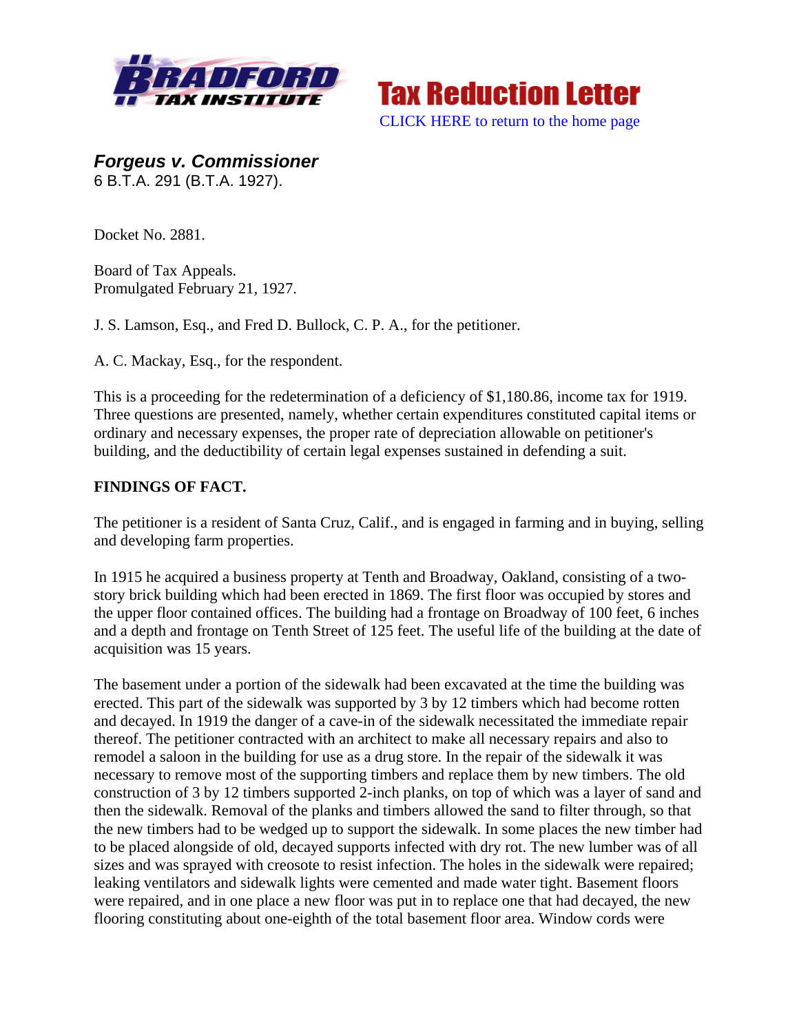**Tax Reduction Letter**

CLICK HERE to return to the home page

***Forgeus v. Commissioner***
6 B.T.A. 291 (B.T.A. 1927).

Docket No. 2881.

Board of Tax Appeals.
Promulgated February 21, 1927.

J. S. Lamson, Esq., and Fred D. Bullock, C. P. A., for the petitioner.

A. C. Mackay, Esq., for the respondent.

This is a proceeding for the redetermination of a deficiency of $1,180.86, income tax for 1919. Three questions are presented, namely, whether certain expenditures constituted capital items or ordinary and necessary expenses, the proper rate of depreciation allowable on petitioner's building, and the deductibility of certain legal expenses sustained in defending a suit.

**FINDINGS OF FACT.**

The petitioner is a resident of Santa Cruz, Calif., and is engaged in farming and in buying, selling and developing farm properties.

In 1915 he acquired a business property at Tenth and Broadway, Oakland, consisting of a two-story brick building which had been erected in 1869. The first floor was occupied by stores and the upper floor contained offices. The building had a frontage on Broadway of 100 feet, 6 inches and a depth and frontage on Tenth Street of 125 feet. The useful life of the building at the date of acquisition was 15 years.

The basement under a portion of the sidewalk had been excavated at the time the building was erected. This part of the sidewalk was supported by 3 by 12 timbers which had become rotten and decayed. In 1919 the danger of a cave-in of the sidewalk necessitated the immediate repair thereof. The petitioner contracted with an architect to make all necessary repairs and also to remodel a saloon in the building for use as a drug store. In the repair of the sidewalk it was necessary to remove most of the supporting timbers and replace them by new timbers. The old construction of 3 by 12 timbers supported 2-inch planks, on top of which was a layer of sand and then the sidewalk. Removal of the planks and timbers allowed the sand to filter through, so that the new timbers had to be wedged up to support the sidewalk. In some places the new timber had to be placed alongside of old, decayed supports infected with dry rot. The new lumber was of all sizes and was sprayed with creosote to resist infection. The holes in the sidewalk were repaired; leaking ventilators and sidewalk lights were cemented and made water tight. Basement floors were repaired, and in one place a new floor was put in to replace one that had decayed, the new flooring constituting about one-eighth of the total basement floor area. Window cords were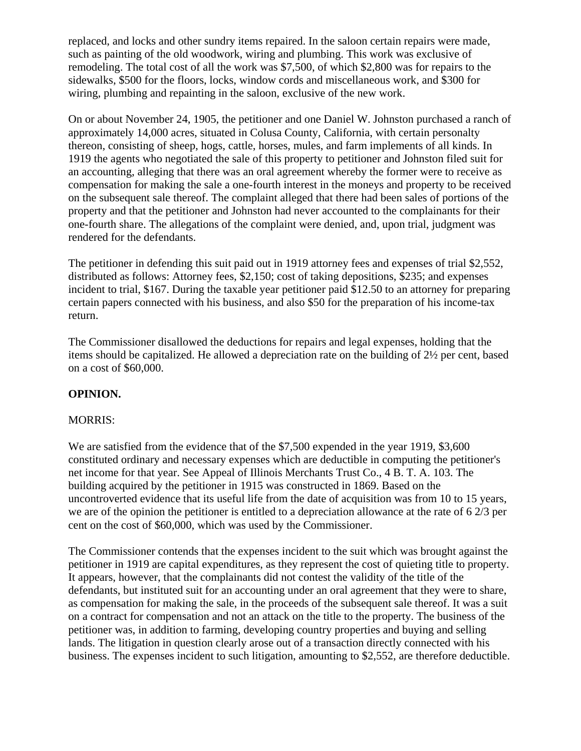replaced, and locks and other sundry items repaired. In the saloon certain repairs were made, such as painting of the old woodwork, wiring and plumbing. This work was exclusive of remodeling. The total cost of all the work was $7,500, of which $2,800 was for repairs to the sidewalks, $500 for the floors, locks, window cords and miscellaneous work, and $300 for wiring, plumbing and repainting in the saloon, exclusive of the new work.

On or about November 24, 1905, the petitioner and one Daniel W. Johnston purchased a ranch of approximately 14,000 acres, situated in Colusa County, California, with certain personalty thereon, consisting of sheep, hogs, cattle, horses, mules, and farm implements of all kinds. In 1919 the agents who negotiated the sale of this property to petitioner and Johnston filed suit for an accounting, alleging that there was an oral agreement whereby the former were to receive as compensation for making the sale a one-fourth interest in the moneys and property to be received on the subsequent sale thereof. The complaint alleged that there had been sales of portions of the property and that the petitioner and Johnston had never accounted to the complainants for their one-fourth share. The allegations of the complaint were denied, and, upon trial, judgment was rendered for the defendants.

The petitioner in defending this suit paid out in 1919 attorney fees and expenses of trial $2,552, distributed as follows: Attorney fees, $2,150; cost of taking depositions, $235; and expenses incident to trial, $167. During the taxable year petitioner paid $12.50 to an attorney for preparing certain papers connected with his business, and also $50 for the preparation of his income-tax return.

The Commissioner disallowed the deductions for repairs and legal expenses, holding that the items should be capitalized. He allowed a depreciation rate on the building of 2½ per cent, based on a cost of $60,000.

**OPINION.**

MORRIS:

We are satisfied from the evidence that of the $7,500 expended in the year 1919, $3,600 constituted ordinary and necessary expenses which are deductible in computing the petitioner's net income for that year. See Appeal of Illinois Merchants Trust Co., 4 B. T. A. 103. The building acquired by the petitioner in 1915 was constructed in 1869. Based on the uncontroverted evidence that its useful life from the date of acquisition was from 10 to 15 years, we are of the opinion the petitioner is entitled to a depreciation allowance at the rate of 6 2/3 per cent on the cost of $60,000, which was used by the Commissioner.

The Commissioner contends that the expenses incident to the suit which was brought against the petitioner in 1919 are capital expenditures, as they represent the cost of quieting title to property. It appears, however, that the complainants did not contest the validity of the title of the defendants, but instituted suit for an accounting under an oral agreement that they were to share, as compensation for making the sale, in the proceeds of the subsequent sale thereof. It was a suit on a contract for compensation and not an attack on the title to the property. The business of the petitioner was, in addition to farming, developing country properties and buying and selling lands. The litigation in question clearly arose out of a transaction directly connected with his business. The expenses incident to such litigation, amounting to $2,552, are therefore deductible.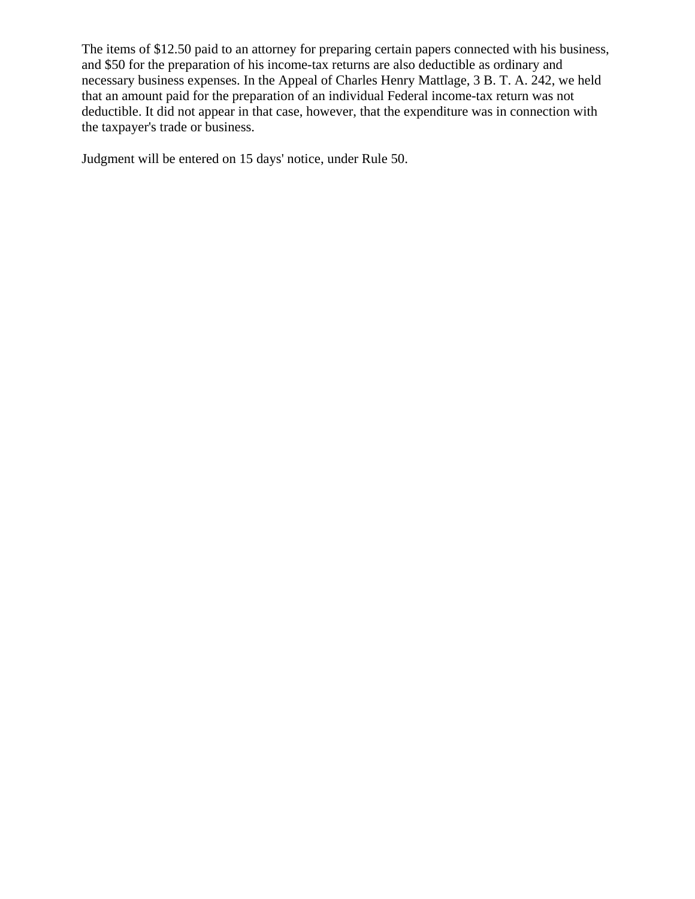The items of $12.50 paid to an attorney for preparing certain papers connected with his business, and $50 for the preparation of his income-tax returns are also deductible as ordinary and necessary business expenses. In the Appeal of Charles Henry Mattlage, 3 B. T. A. 242, we held that an amount paid for the preparation of an individual Federal income-tax return was not deductible. It did not appear in that case, however, that the expenditure was in connection with the taxpayer's trade or business.

Judgment will be entered on 15 days' notice, under Rule 50.